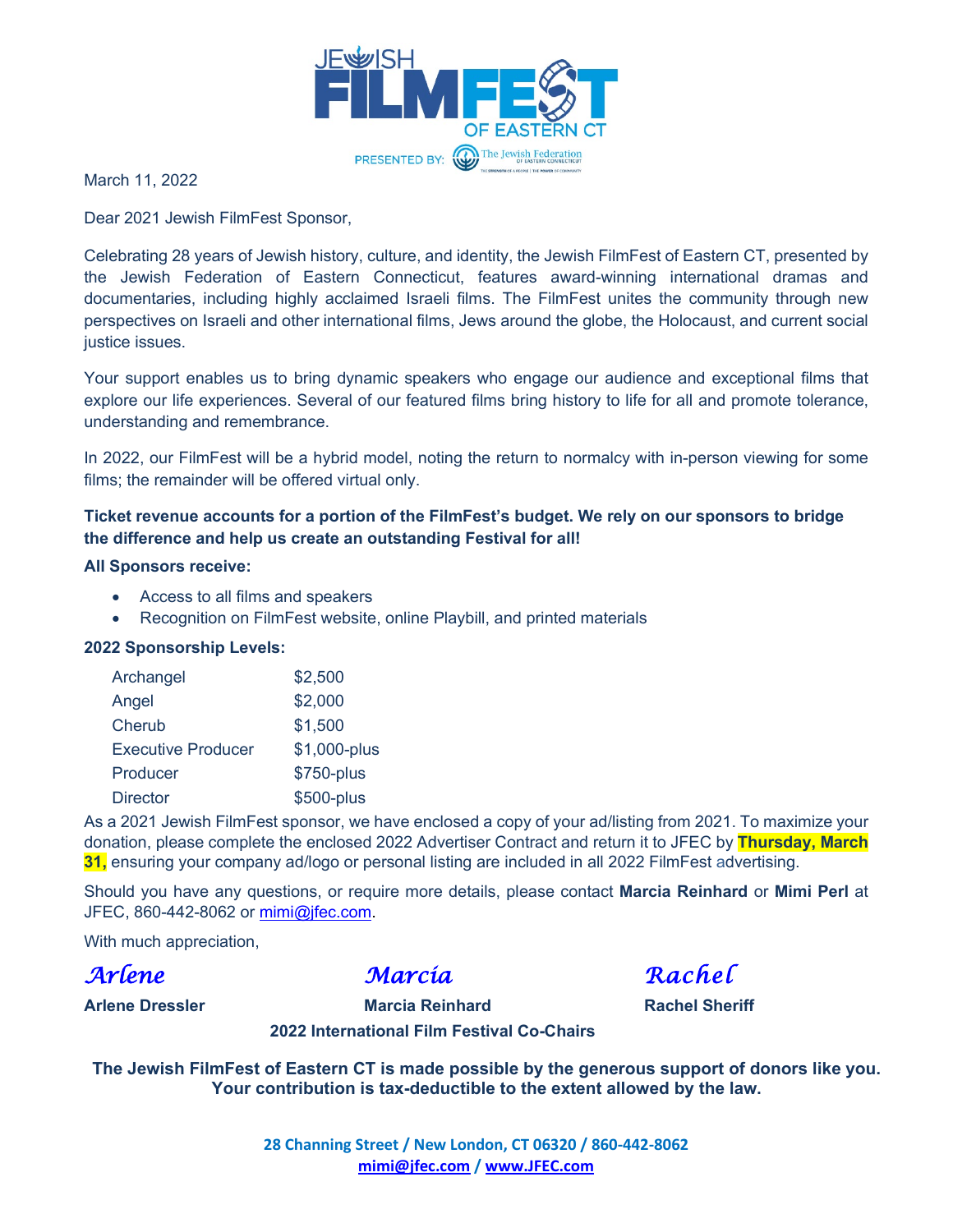JEWISH FILMFEST OF EASTERN CT

PRESENTED BY: The Jewish Federation of Eastern Connecticut

March 11, 2022

Dear 2021 Jewish FilmFest Sponsor,

Celebrating 28 years of Jewish history, culture, and identity, the Jewish FilmFest of Eastern CT, presented by the Jewish Federation of Eastern Connecticut, features award-winning international dramas and documentaries, including highly acclaimed Israeli films. The FilmFest unites the community through new perspectives on Israeli and other international films, Jews around the globe, the Holocaust, and current social justice issues.

Your support enables us to bring dynamic speakers who engage our audience and exceptional films that explore our life experiences. Several of our featured films bring history to life for all and promote tolerance, understanding and remembrance.

In 2022, our FilmFest will be a hybrid model, noting the return to normalcy with in-person viewing for some films; the remainder will be offered virtual only.

**Ticket revenue accounts for a portion of the FilmFest's budget. We rely on our sponsors to bridge the difference and help us create an outstanding Festival for all!**

**All Sponsors receive:**

- Access to all films and speakers
- Recognition on FilmFest website, online Playbill, and printed materials

**2022 Sponsorship Levels:**

| Level | Amount |
|---|---|
| Archangel | $2,500 |
| Angel | $2,000 |
| Cherub | $1,500 |
| Executive Producer | $1,000-plus |
| Producer | $750-plus |
| Director | $500-plus |

As a 2021 Jewish FilmFest sponsor, we have enclosed a copy of your ad/listing from 2021. To maximize your donation, please complete the enclosed 2022 Advertiser Contract and return it to JFEC by **Thursday, March 31,** ensuring your company ad/logo or personal listing are included in all 2022 FilmFest advertising.

Should you have any questions, or require more details, please contact **Marcia Reinhard** or **Mimi Perl** at JFEC, 860-442-8062 or mimi@jfec.com.

With much appreciation,

*Arlene* — **Arlene Dressler**

*Marcia* — **Marcia Reinhard**

*Rachel* — **Rachel Sheriff**

**2022 International Film Festival Co-Chairs**

**The Jewish FilmFest of Eastern CT is made possible by the generous support of donors like you. Your contribution is tax-deductible to the extent allowed by the law.**

**28 Channing Street / New London, CT 06320 / 860-442-8062**
**mimi@jfec.com / www.JFEC.com**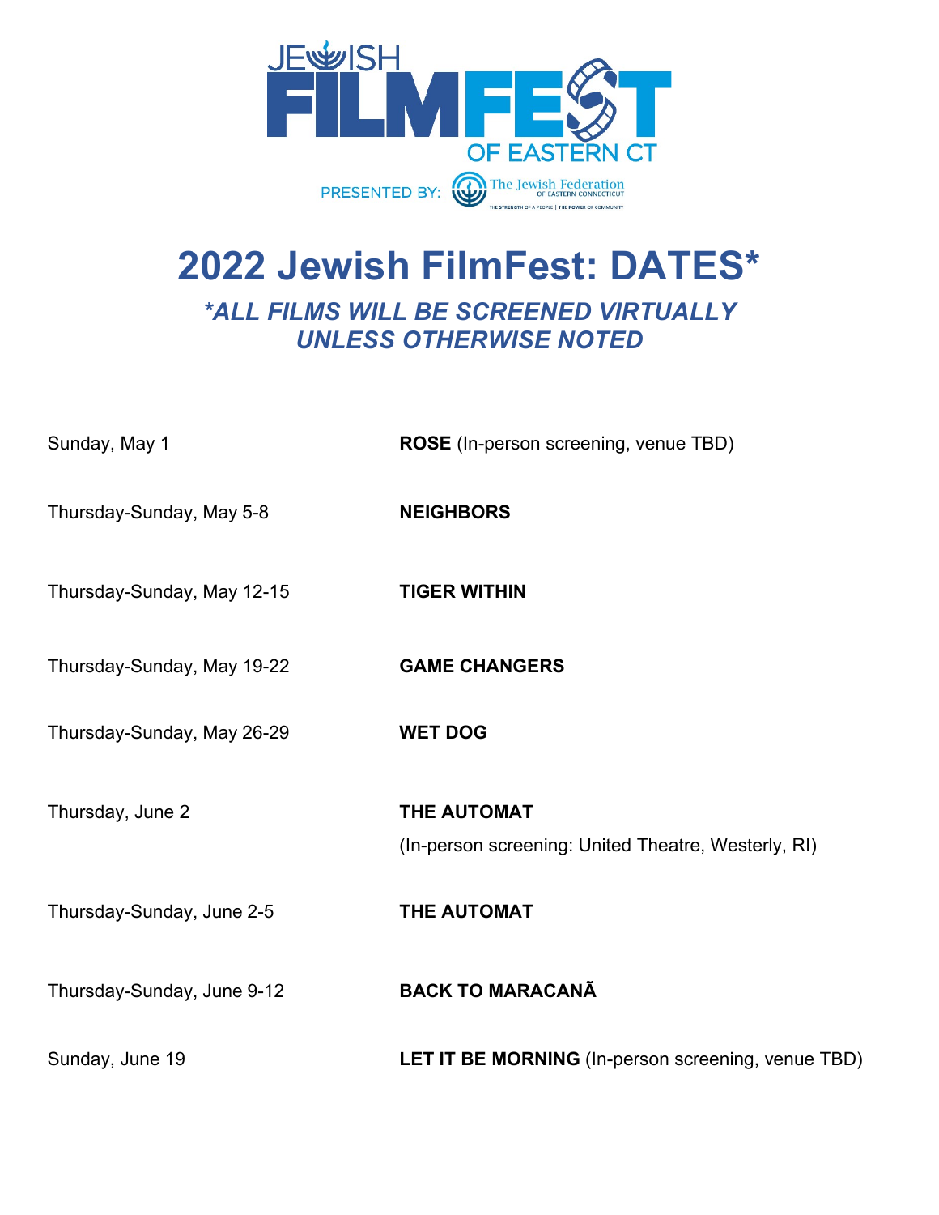JEWISH FILMFEST OF EASTERN CT

PRESENTED BY: The Jewish Federation OF EASTERN CONNECTICUT

THE STRENGTH OF A PEOPLE | THE POWER OF COMMUNITY

# 2022 Jewish FilmFest: DATES*

## *\*ALL FILMS WILL BE SCREENED VIRTUALLY UNLESS OTHERWISE NOTED*

| | |
|---|---|
| Sunday, May 1 | **ROSE** (In-person screening, venue TBD) |
| Thursday-Sunday, May 5-8 | **NEIGHBORS** |
| Thursday-Sunday, May 12-15 | **TIGER WITHIN** |
| Thursday-Sunday, May 19-22 | **GAME CHANGERS** |
| Thursday-Sunday, May 26-29 | **WET DOG** |
| Thursday, June 2 | **THE AUTOMAT** (In-person screening: United Theatre, Westerly, RI) |
| Thursday-Sunday, June 2-5 | **THE AUTOMAT** |
| Thursday-Sunday, June 9-12 | **BACK TO MARACANÃ** |
| Sunday, June 19 | **LET IT BE MORNING** (In-person screening, venue TBD) |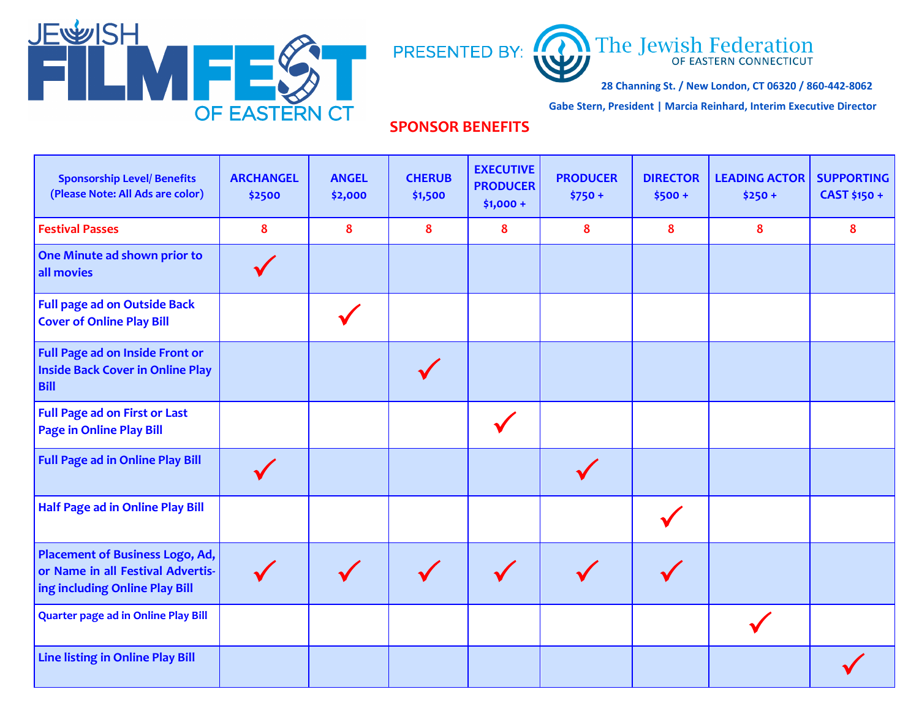# JEWISH FILMFEST OF EASTERN CT

PRESENTED BY: The Jewish Federation OF EASTERN CONNECTICUT

28 Channing St. / New London, CT 06320 / 860-442-8062

Gabe Stern, President | Marcia Reinhard, Interim Executive Director

## SPONSOR BENEFITS

| Sponsorship Level/ Benefits (Please Note: All Ads are color) | ARCHANGEL $2500 | ANGEL $2,000 | CHERUB $1,500 | EXECUTIVE PRODUCER $1,000 + | PRODUCER $750 + | DIRECTOR $500 + | LEADING ACTOR $250 + | SUPPORTING CAST $150 + |
|---|---|---|---|---|---|---|---|---|
| Festival Passes | 8 | 8 | 8 | 8 | 8 | 8 | 8 | 8 |
| One Minute ad shown prior to all movies | ✓ | | | | | | | |
| Full page ad on Outside Back Cover of Online Play Bill | | ✓ | | | | | | |
| Full Page ad on Inside Front or Inside Back Cover in Online Play Bill | | | ✓ | | | | | |
| Full Page ad on First or Last Page in Online Play Bill | | | | ✓ | | | | |
| Full Page ad in Online Play Bill | ✓ | | | | ✓ | | | |
| Half Page ad in Online Play Bill | | | | | | ✓ | | |
| Placement of Business Logo, Ad, or Name in all Festival Advertising including Online Play Bill | ✓ | ✓ | ✓ | ✓ | ✓ | ✓ | | |
| Quarter page ad in Online Play Bill | | | | | | | ✓ | |
| Line listing in Online Play Bill | | | | | | | | ✓ |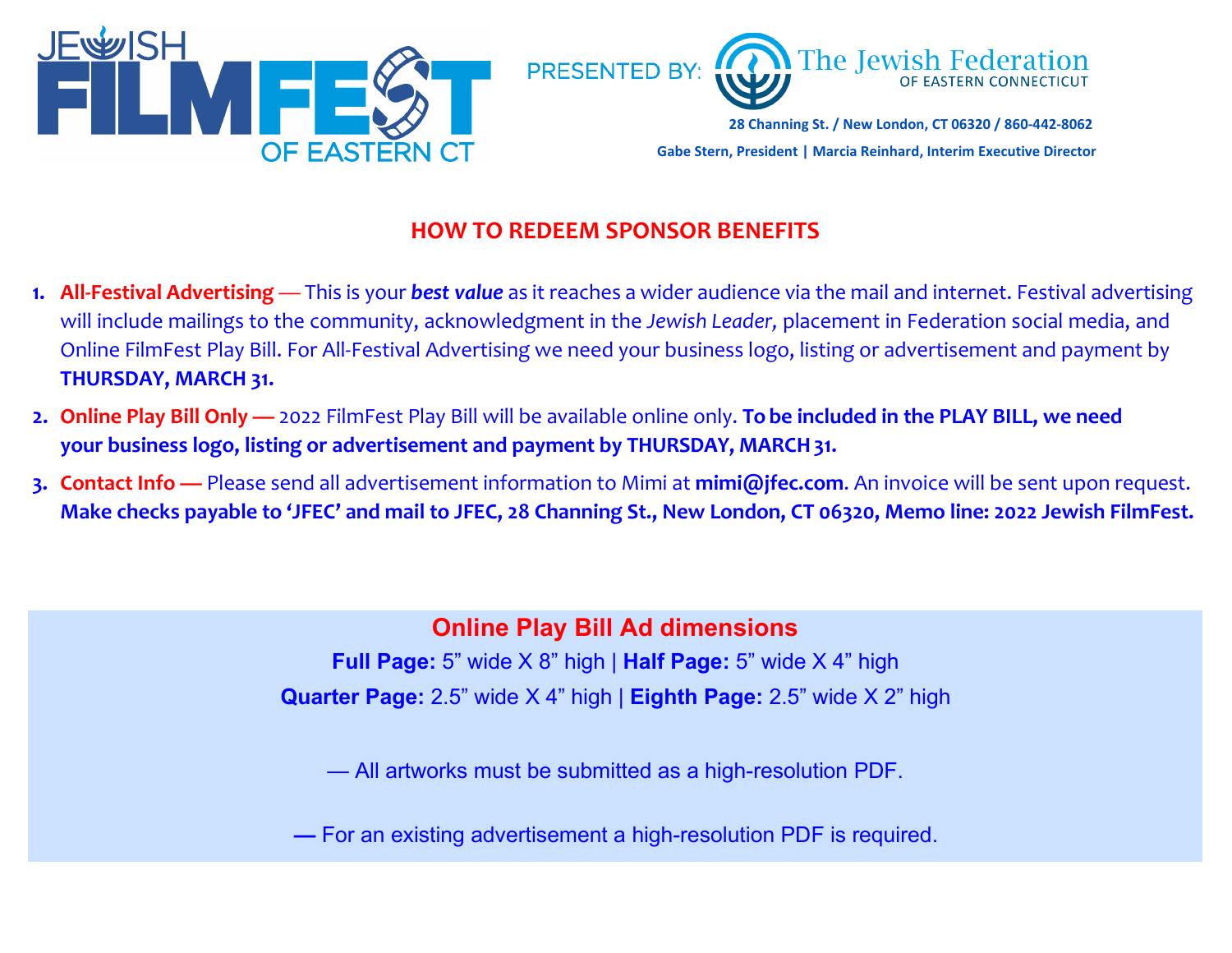JEWISH FILMFEST OF EASTERN CT

PRESENTED BY: The Jewish Federation OF EASTERN CONNECTICUT

**28 Channing St. / New London, CT 06320 / 860-442-8062**

**Gabe Stern, President | Marcia Reinhard, Interim Executive Director**

## HOW TO REDEEM SPONSOR BENEFITS

1. **All-Festival Advertising** — This is your ***best value*** as it reaches a wider audience via the mail and internet. Festival advertising will include mailings to the community, acknowledgment in the *Jewish Leader,* placement in Federation social media, and Online FilmFest Play Bill. For All-Festival Advertising we need your business logo, listing or advertisement and payment by **THURSDAY, MARCH 31.**
2. **Online Play Bill Only —** 2022 FilmFest Play Bill will be available online only. **To be included in the PLAY BILL, we need your business logo, listing or advertisement and payment by THURSDAY, MARCH 31.**
3. **Contact Info —** Please send all advertisement information to Mimi at **mimi@jfec.com**. An invoice will be sent upon request. **Make checks payable to 'JFEC' and mail to JFEC, 28 Channing St., New London, CT 06320, Memo line: 2022 Jewish FilmFest.**

### Online Play Bill Ad dimensions

**Full Page:** 5" wide X 8" high | **Half Page:** 5" wide X 4" high

**Quarter Page:** 2.5" wide X 4" high | **Eighth Page:** 2.5" wide X 2" high

— All artworks must be submitted as a high-resolution PDF.

— For an existing advertisement a high-resolution PDF is required.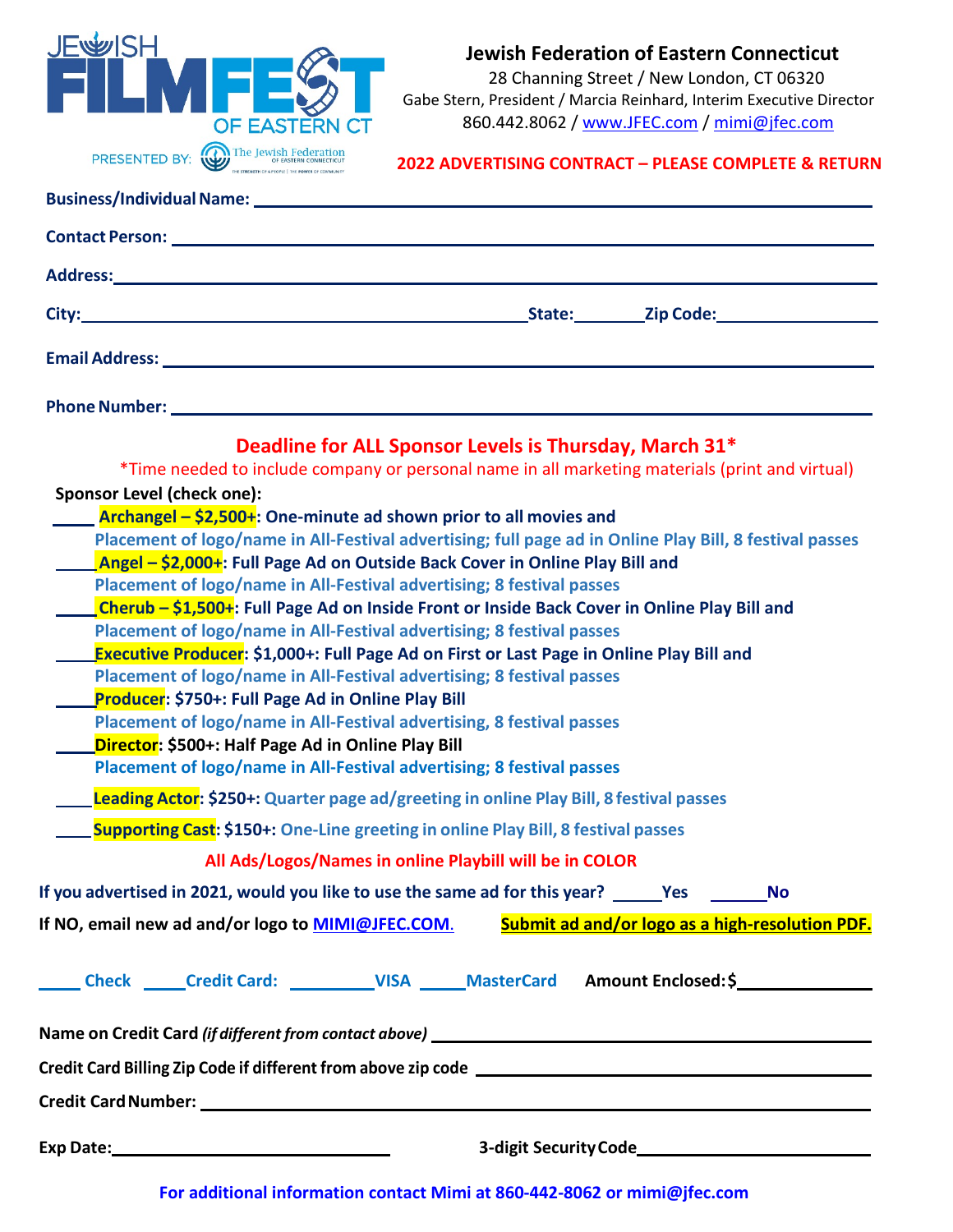JEWISH FILMFEST OF EASTERN CT

PRESENTED BY: The Jewish Federation of Eastern Connecticut

**Jewish Federation of Eastern Connecticut**

28 Channing Street / New London, CT 06320

Gabe Stern, President / Marcia Reinhard, Interim Executive Director

860.442.8062 / www.JFEC.com / mimi@jfec.com

**2022 ADVERTISING CONTRACT – PLEASE COMPLETE & RETURN**

**Business/Individual Name:** ______________________________

**Contact Person:** ______________________________

**Address:** ______________________________

**City:** ______________________________ **State:** ________ **Zip Code:** ________________

**Email Address:** ______________________________

**Phone Number:** ______________________________

## Deadline for ALL Sponsor Levels is Thursday, March 31*

*Time needed to include company or personal name in all marketing materials (print and virtual)

**Sponsor Level (check one):**

____ **Archangel – $2,500+**: One-minute ad shown prior to all movies and Placement of logo/name in All-Festival advertising; full page ad in Online Play Bill, 8 festival passes

____ **Angel – $2,000+**: Full Page Ad on Outside Back Cover in Online Play Bill and Placement of logo/name in All-Festival advertising; 8 festival passes

____ **Cherub – $1,500+**: Full Page Ad on Inside Front or Inside Back Cover in Online Play Bill and Placement of logo/name in All-Festival advertising; 8 festival passes

____ **Executive Producer**: $1,000+: Full Page Ad on First or Last Page in Online Play Bill and Placement of logo/name in All-Festival advertising; 8 festival passes

____ **Producer**: $750+: Full Page Ad in Online Play Bill Placement of logo/name in All-Festival advertising, 8 festival passes

____ **Director**: $500+: Half Page Ad in Online Play Bill Placement of logo/name in All-Festival advertising; 8 festival passes

____ **Leading Actor**: $250+: Quarter page ad/greeting in online Play Bill, 8 festival passes

____ **Supporting Cast**: $150+: One-Line greeting in online Play Bill, 8 festival passes

**All Ads/Logos/Names in online Playbill will be in COLOR**

**If you advertised in 2021, would you like to use the same ad for this year?** _____ **Yes** ______ **No**

**If NO, email new ad and/or logo to MIMI@JFEC.COM.** **Submit ad and/or logo as a high-resolution PDF.**

_____ **Check** _____ **Credit Card:** _________ **VISA** _____ **MasterCard** **Amount Enclosed: $** ____________

**Name on Credit Card** ***(if different from contact above)*** ______________________________

**Credit Card Billing Zip Code if different from above zip code** ______________________________

**Credit Card Number:** ______________________________

**Exp Date:** ______________________________ **3-digit Security Code** ______________________________

**For additional information contact Mimi at 860-442-8062 or mimi@jfec.com**